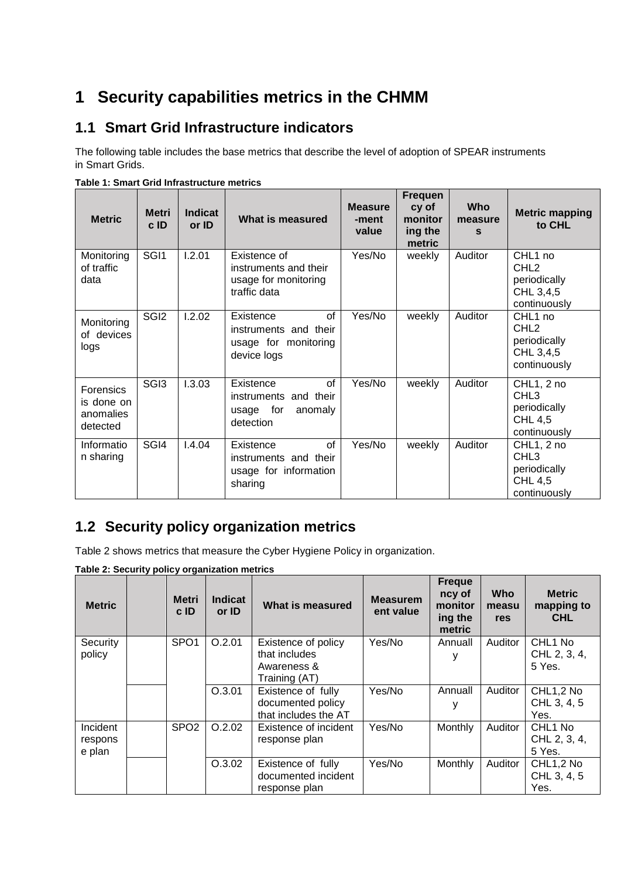# 1 Security capabilities metrics in the CHMM

## 1.1 Smart Grid Infrastructure indicators

The following table includes the base metrics that describe the level of adoption of SPEAR instruments in Smart Grids.

**Table 1: Smart Grid Infrastructure metrics**

| Metric | Metric ID | Indicator ID | What is measured | Measure-ment value | Frequency of monitoring the metric | Who measures | Metric mapping to CHL |
|---|---|---|---|---|---|---|---|
| Monitoring of traffic data | SGI1 | I.2.01 | Existence of instruments and their usage for monitoring traffic data | Yes/No | weekly | Auditor | CHL1 no CHL2 periodically CHL 3,4,5 continuously |
| Monitoring of devices logs | SGI2 | I.2.02 | Existence of instruments and their usage for monitoring device logs | Yes/No | weekly | Auditor | CHL1 no CHL2 periodically CHL 3,4,5 continuously |
| Forensics is done on anomalies detected | SGI3 | I.3.03 | Existence of instruments and their usage for anomaly detection | Yes/No | weekly | Auditor | CHL1, 2 no CHL3 periodically CHL 4,5 continuously |
| Information sharing | SGI4 | I.4.04 | Existence of instruments and their usage for information sharing | Yes/No | weekly | Auditor | CHL1, 2 no CHL3 periodically CHL 4,5 continuously |

## 1.2 Security policy organization metrics

Table 2 shows metrics that measure the Cyber Hygiene Policy in organization.

**Table 2: Security policy organization metrics**

| Metric | | Metric ID | Indicator ID | What is measured | Measurement value | Frequency of monitoring the metric | Who measures | Metric mapping to CHL |
|---|---|---|---|---|---|---|---|---|
| Security policy | | SPO1 | O.2.01 | Existence of policy that includes Awareness & Training (AT) | Yes/No | Annually | Auditor | CHL1 No CHL 2, 3, 4, 5 Yes. |
| | | | O.3.01 | Existence of fully documented policy that includes the AT | Yes/No | Annually | Auditor | CHL1,2 No CHL 3, 4, 5 Yes. |
| Incident response plan | | SPO2 | O.2.02 | Existence of incident response plan | Yes/No | Monthly | Auditor | CHL1 No CHL 2, 3, 4, 5 Yes. |
| | | | O.3.02 | Existence of fully documented incident response plan | Yes/No | Monthly | Auditor | CHL1,2 No CHL 3, 4, 5 Yes. |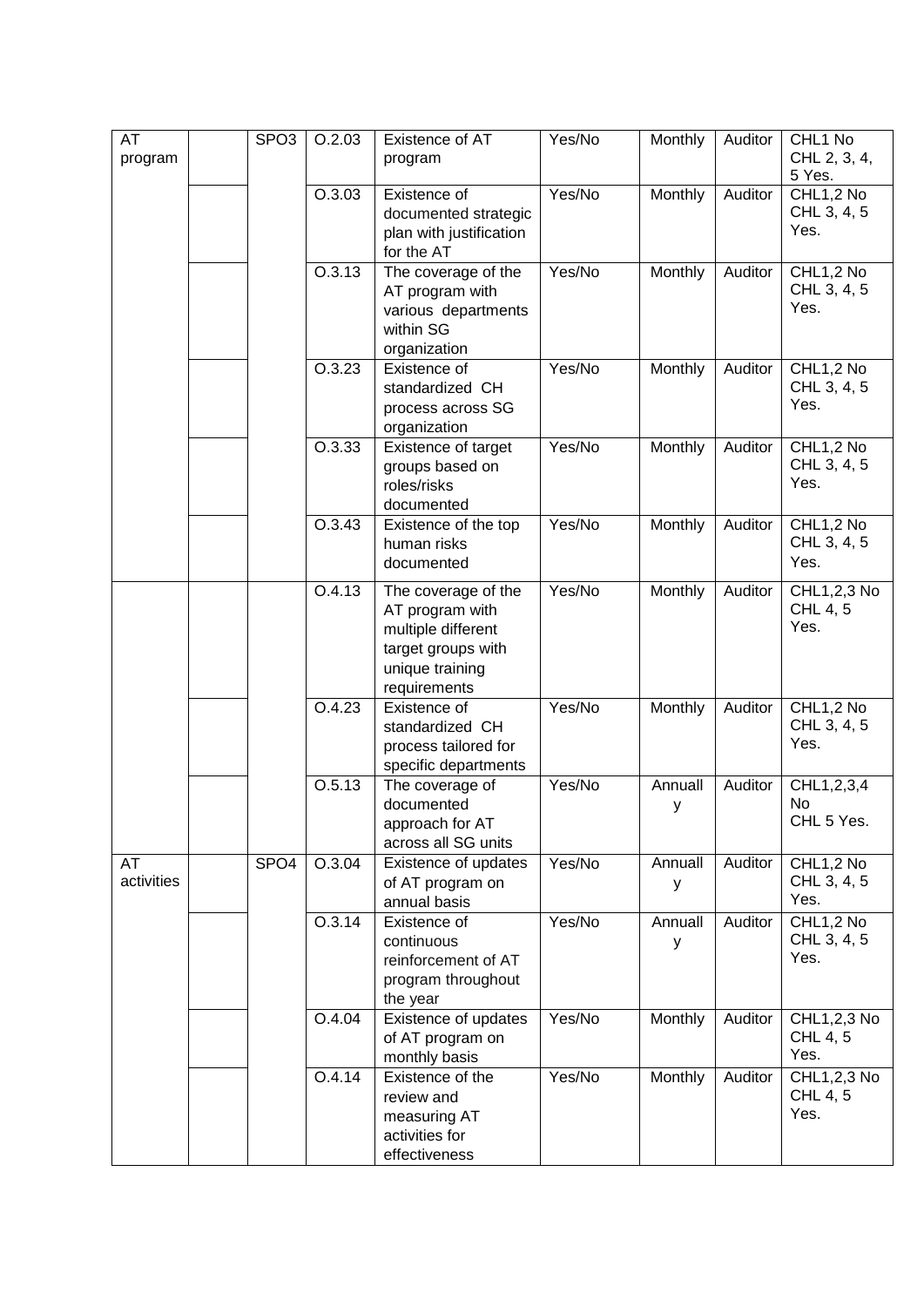| AT program | | SPO3 | O.2.03 | Existence of AT program | Yes/No | Monthly | Auditor | CHL1 No CHL 2, 3, 4, 5 Yes. |
|---|---|---|---|---|---|---|---|---|
| | | | O.3.03 | Existence of documented strategic plan with justification for the AT | Yes/No | Monthly | Auditor | CHL1,2 No CHL 3, 4, 5 Yes. |
| | | | O.3.13 | The coverage of the AT program with various departments within SG organization | Yes/No | Monthly | Auditor | CHL1,2 No CHL 3, 4, 5 Yes. |
| | | | O.3.23 | Existence of standardized CH process across SG organization | Yes/No | Monthly | Auditor | CHL1,2 No CHL 3, 4, 5 Yes. |
| | | | O.3.33 | Existence of target groups based on roles/risks documented | Yes/No | Monthly | Auditor | CHL1,2 No CHL 3, 4, 5 Yes. |
| | | | O.3.43 | Existence of the top human risks documented | Yes/No | Monthly | Auditor | CHL1,2 No CHL 3, 4, 5 Yes. |
| | | | O.4.13 | The coverage of the AT program with multiple different target groups with unique training requirements | Yes/No | Monthly | Auditor | CHL1,2,3 No CHL 4, 5 Yes. |
| | | | O.4.23 | Existence of standardized CH process tailored for specific departments | Yes/No | Monthly | Auditor | CHL1,2 No CHL 3, 4, 5 Yes. |
| | | | O.5.13 | The coverage of documented approach for AT across all SG units | Yes/No | Annually | Auditor | CHL1,2,3,4 No CHL 5 Yes. |
| AT activities | | SPO4 | O.3.04 | Existence of updates of AT program on annual basis | Yes/No | Annually | Auditor | CHL1,2 No CHL 3, 4, 5 Yes. |
| | | | O.3.14 | Existence of continuous reinforcement of AT program throughout the year | Yes/No | Annually | Auditor | CHL1,2 No CHL 3, 4, 5 Yes. |
| | | | O.4.04 | Existence of updates of AT program on monthly basis | Yes/No | Monthly | Auditor | CHL1,2,3 No CHL 4, 5 Yes. |
| | | | O.4.14 | Existence of the review and measuring AT activities for effectiveness | Yes/No | Monthly | Auditor | CHL1,2,3 No CHL 4, 5 Yes. |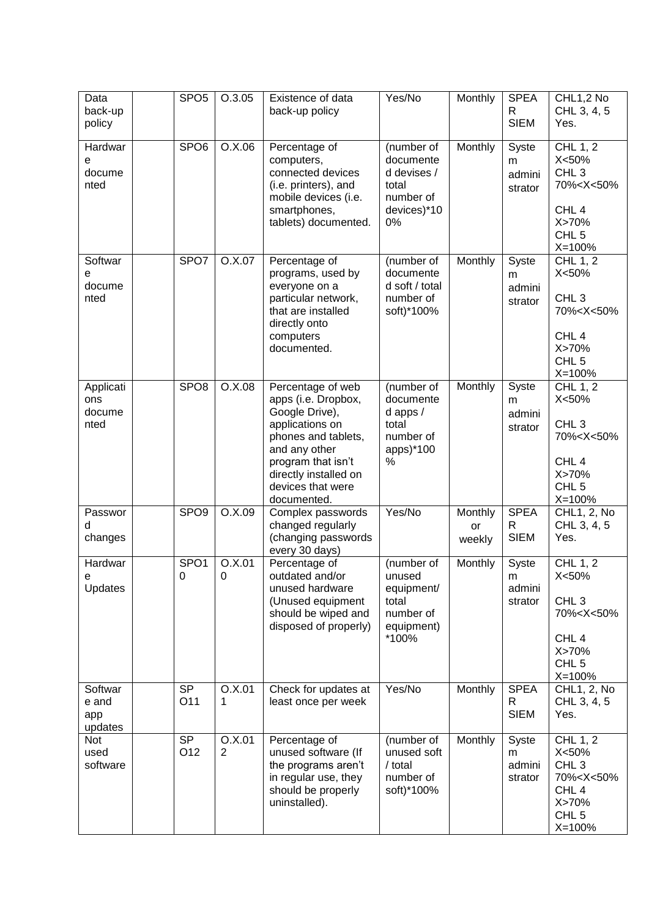| Data back-up policy | | SPO5 | O.3.05 | Existence of data back-up policy | Yes/No | Monthly | SPEAR SIEM | CHL1,2 No CHL 3, 4, 5 Yes. |
|---|---|---|---|---|---|---|---|---|
| Hardware documented | | SPO6 | O.X.06 | Percentage of computers, connected devices (i.e. printers), and mobile devices (i.e. smartphones, tablets) documented. | (number of documented devises / total number of devices)*100% | Monthly | System administrator | CHL 1, 2 X<50% CHL 3 70%<X<50% CHL 4 X>70% CHL 5 X=100% |
| Software documented | | SPO7 | O.X.07 | Percentage of programs, used by everyone on a particular network, that are installed directly onto computers documented. | (number of documented soft / total number of soft)*100% | Monthly | System administrator | CHL 1, 2 X<50% CHL 3 70%<X<50% CHL 4 X>70% CHL 5 X=100% |
| Applications documented | | SPO8 | O.X.08 | Percentage of web apps (i.e. Dropbox, Google Drive), applications on phones and tablets, and any other program that isn't directly installed on devices that were documented. | (number of documented apps / total number of apps)*100 % | Monthly | System administrator | CHL 1, 2 X<50% CHL 3 70%<X<50% CHL 4 X>70% CHL 5 X=100% |
| Password changes | | SPO9 | O.X.09 | Complex passwords changed regularly (changing passwords every 30 days) | Yes/No | Monthly or weekly | SPEAR SIEM | CHL1, 2, No CHL 3, 4, 5 Yes. |
| Hardware Updates | | SPO10 | O.X.010 | Percentage of outdated and/or unused hardware (Unused equipment should be wiped and disposed of properly) | (number of unused equipment/ total number of equipment) *100% | Monthly | System administrator | CHL 1, 2 X<50% CHL 3 70%<X<50% CHL 4 X>70% CHL 5 X=100% |
| Software and app updates | | SPO11 | O.X.011 | Check for updates at least once per week | Yes/No | Monthly | SPEAR SIEM | CHL1, 2, No CHL 3, 4, 5 Yes. |
| Not used software | | SPO12 | O.X.012 | Percentage of unused software (If the programs aren't in regular use, they should be properly uninstalled). | (number of unused soft / total number of soft)*100% | Monthly | System administrator | CHL 1, 2 X<50% CHL 3 70%<X<50% CHL 4 X>70% CHL 5 X=100% |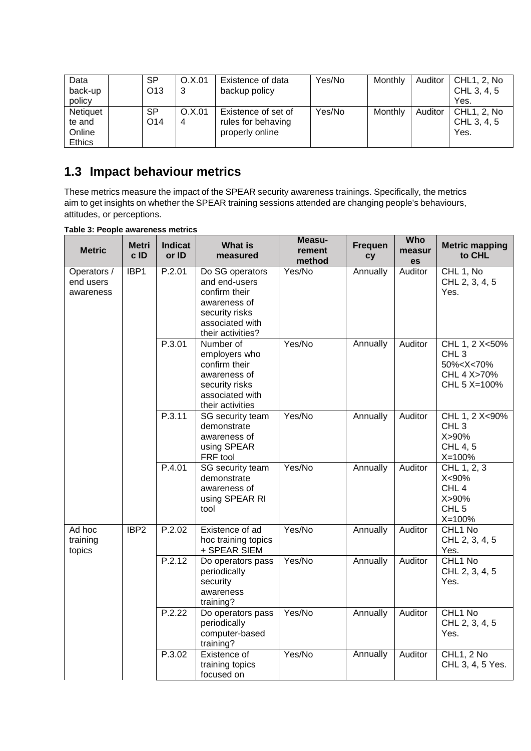| Data back-up policy | | SP O13 | O.X.013 | Existence of data backup policy | Yes/No | Monthly | Auditor | CHL1, 2, No CHL 3, 4, 5 Yes. |
|---|---|---|---|---|---|---|---|---|
| Netiquette and Online Ethics | | SP O14 | O.X.014 | Existence of set of rules for behaving properly online | Yes/No | Monthly | Auditor | CHL1, 2, No CHL 3, 4, 5 Yes. |

## 1.3 Impact behaviour metrics

These metrics measure the impact of the SPEAR security awareness trainings. Specifically, the metrics aim to get insights on whether the SPEAR training sessions attended are changing people's behaviours, attitudes, or perceptions.

**Table 3: People awareness metrics**

| Metric | Metric ID | Indicator ID | What is measured | Measurement method | Frequency | Who measures | Metric mapping to CHL |
|---|---|---|---|---|---|---|---|
| Operators / end users awareness | IBP1 | P.2.01 | Do SG operators and end-users confirm their awareness of security risks associated with their activities? | Yes/No | Annually | Auditor | CHL 1, No CHL 2, 3, 4, 5 Yes. |
| | | P.3.01 | Number of employers who confirm their awareness of security risks associated with their activities | Yes/No | Annually | Auditor | CHL 1, 2 X<50% CHL 3 50%<X<70% CHL 4 X>70% CHL 5 X=100% |
| | | P.3.11 | SG security team demonstrate awareness of using SPEAR FRF tool | Yes/No | Annually | Auditor | CHL 1, 2 X<90% CHL 3 X>90% CHL 4, 5 X=100% |
| | | P.4.01 | SG security team demonstrate awareness of using SPEAR RI tool | Yes/No | Annually | Auditor | CHL 1, 2, 3 X<90% CHL 4 X>90% CHL 5 X=100% |
| Ad hoc training topics | IBP2 | P.2.02 | Existence of ad hoc training topics + SPEAR SIEM | Yes/No | Annually | Auditor | CHL1 No CHL 2, 3, 4, 5 Yes. |
| | | P.2.12 | Do operators pass periodically security awareness training? | Yes/No | Annually | Auditor | CHL1 No CHL 2, 3, 4, 5 Yes. |
| | | P.2.22 | Do operators pass periodically computer-based training? | Yes/No | Annually | Auditor | CHL1 No CHL 2, 3, 4, 5 Yes. |
| | | P.3.02 | Existence of training topics focused on | Yes/No | Annually | Auditor | CHL1, 2 No CHL 3, 4, 5 Yes. |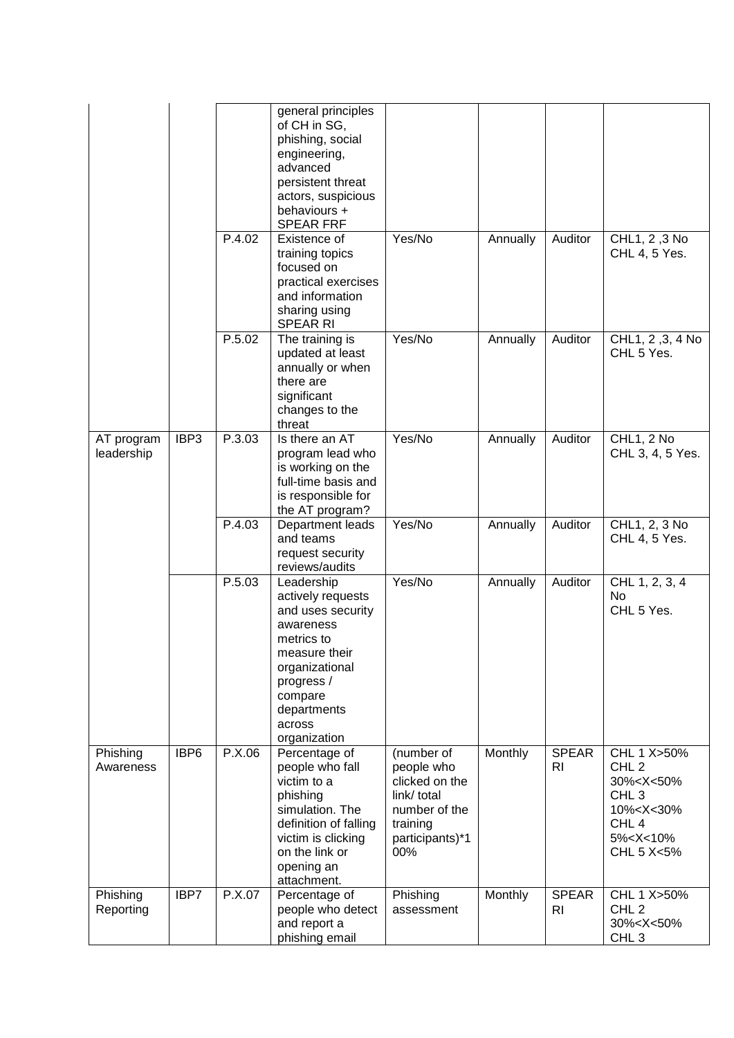| | | | | | | | |
|---|---|---|---|---|---|---|---|
| | | | general principles of CH in SG, phishing, social engineering, advanced persistent threat actors, suspicious behaviours + SPEAR FRF | | | | |
| | | P.4.02 | Existence of training topics focused on practical exercises and information sharing using SPEAR RI | Yes/No | Annually | Auditor | CHL1, 2 ,3 No CHL 4, 5 Yes. |
| | | P.5.02 | The training is updated at least annually or when there are significant changes to the threat | Yes/No | Annually | Auditor | CHL1, 2 ,3, 4 No CHL 5 Yes. |
| AT program leadership | IBP3 | P.3.03 | Is there an AT program lead who is working on the full-time basis and is responsible for the AT program? | Yes/No | Annually | Auditor | CHL1, 2 No CHL 3, 4, 5 Yes. |
| | | P.4.03 | Department leads and teams request security reviews/audits | Yes/No | Annually | Auditor | CHL1, 2, 3 No CHL 4, 5 Yes. |
| | | P.5.03 | Leadership actively requests and uses security awareness metrics to measure their organizational progress / compare departments across organization | Yes/No | Annually | Auditor | CHL 1, 2, 3, 4 No CHL 5 Yes. |
| Phishing Awareness | IBP6 | P.X.06 | Percentage of people who fall victim to a phishing simulation. The definition of falling victim is clicking on the link or opening an attachment. | (number of people who clicked on the link/ total number of the training participants)*100% | Monthly | SPEAR RI | CHL 1 X>50% CHL 2 30%<X<50% CHL 3 10%<X<30% CHL 4 5%<X<10% CHL 5 X<5% |
| Phishing Reporting | IBP7 | P.X.07 | Percentage of people who detect and report a phishing email | Phishing assessment | Monthly | SPEAR RI | CHL 1 X>50% CHL 2 30%<X<50% CHL 3 |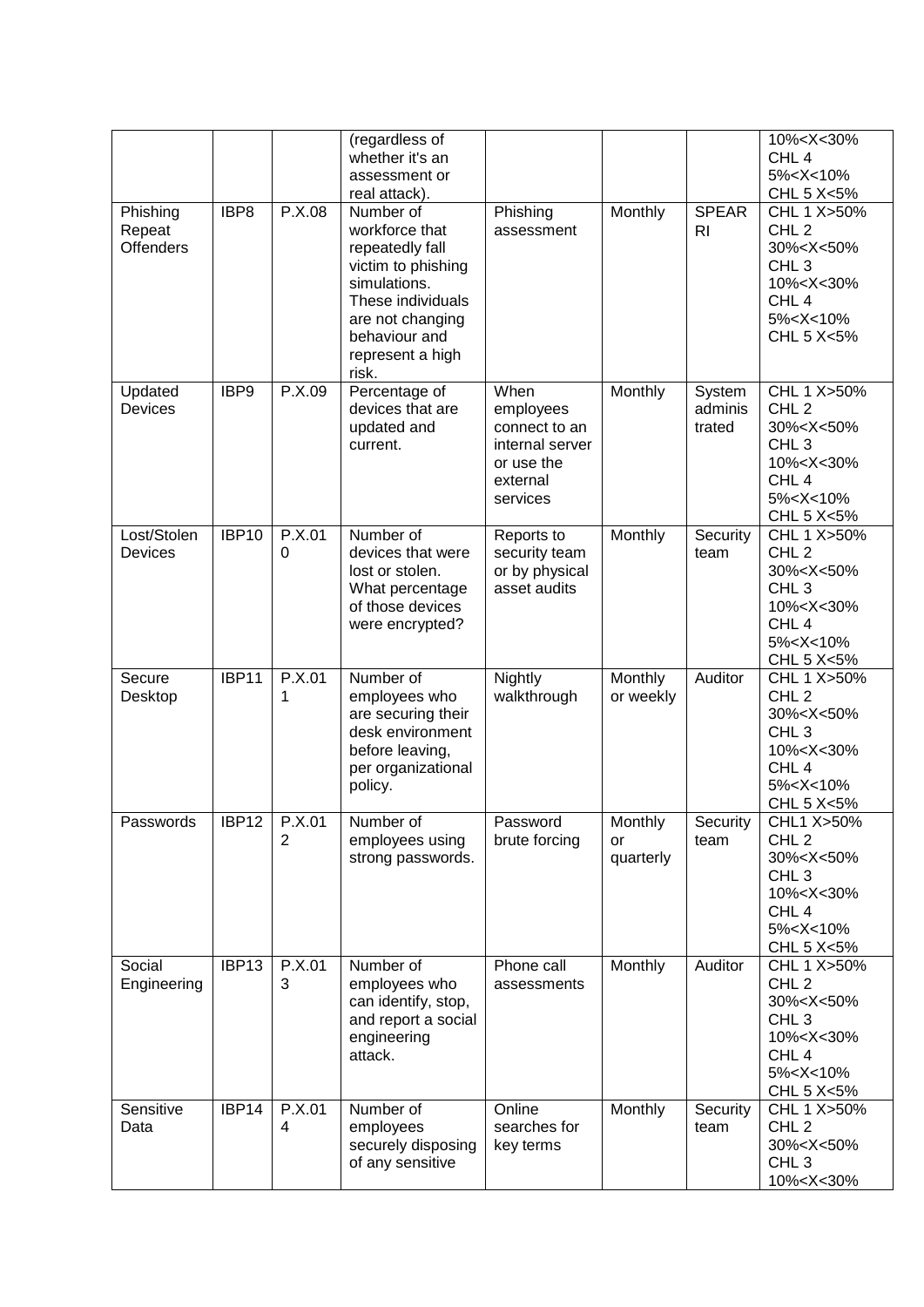| | | | (regardless of whether it's an assessment or real attack). | | | | 10%<X<30% CHL 4 5%<X<10% CHL 5 X<5% |
|---|---|---|---|---|---|---|---|
| Phishing Repeat Offenders | IBP8 | P.X.08 | Number of workforce that repeatedly fall victim to phishing simulations. These individuals are not changing behaviour and represent a high risk. | Phishing assessment | Monthly | SPEARRI | CHL 1 X>50% CHL 2 30%<X<50% CHL 3 10%<X<30% CHL 4 5%<X<10% CHL 5 X<5% |
| Updated Devices | IBP9 | P.X.09 | Percentage of devices that are updated and current. | When employees connect to an internal server or use the external services | Monthly | System administrated | CHL 1 X>50% CHL 2 30%<X<50% CHL 3 10%<X<30% CHL 4 5%<X<10% CHL 5 X<5% |
| Lost/Stolen Devices | IBP10 | P.X.010 | Number of devices that were lost or stolen. What percentage of those devices were encrypted? | Reports to security team or by physical asset audits | Monthly | Security team | CHL 1 X>50% CHL 2 30%<X<50% CHL 3 10%<X<30% CHL 4 5%<X<10% CHL 5 X<5% |
| Secure Desktop | IBP11 | P.X.011 | Number of employees who are securing their desk environment before leaving, per organizational policy. | Nightly walkthrough | Monthly or weekly | Auditor | CHL 1 X>50% CHL 2 30%<X<50% CHL 3 10%<X<30% CHL 4 5%<X<10% CHL 5 X<5% |
| Passwords | IBP12 | P.X.012 | Number of employees using strong passwords. | Password brute forcing | Monthly or quarterly | Security team | CHL1 X>50% CHL 2 30%<X<50% CHL 3 10%<X<30% CHL 4 5%<X<10% CHL 5 X<5% |
| Social Engineering | IBP13 | P.X.013 | Number of employees who can identify, stop, and report a social engineering attack. | Phone call assessments | Monthly | Auditor | CHL 1 X>50% CHL 2 30%<X<50% CHL 3 10%<X<30% CHL 4 5%<X<10% CHL 5 X<5% |
| Sensitive Data | IBP14 | P.X.014 | Number of employees securely disposing of any sensitive | Online searches for key terms | Monthly | Security team | CHL 1 X>50% CHL 2 30%<X<50% CHL 3 10%<X<30% |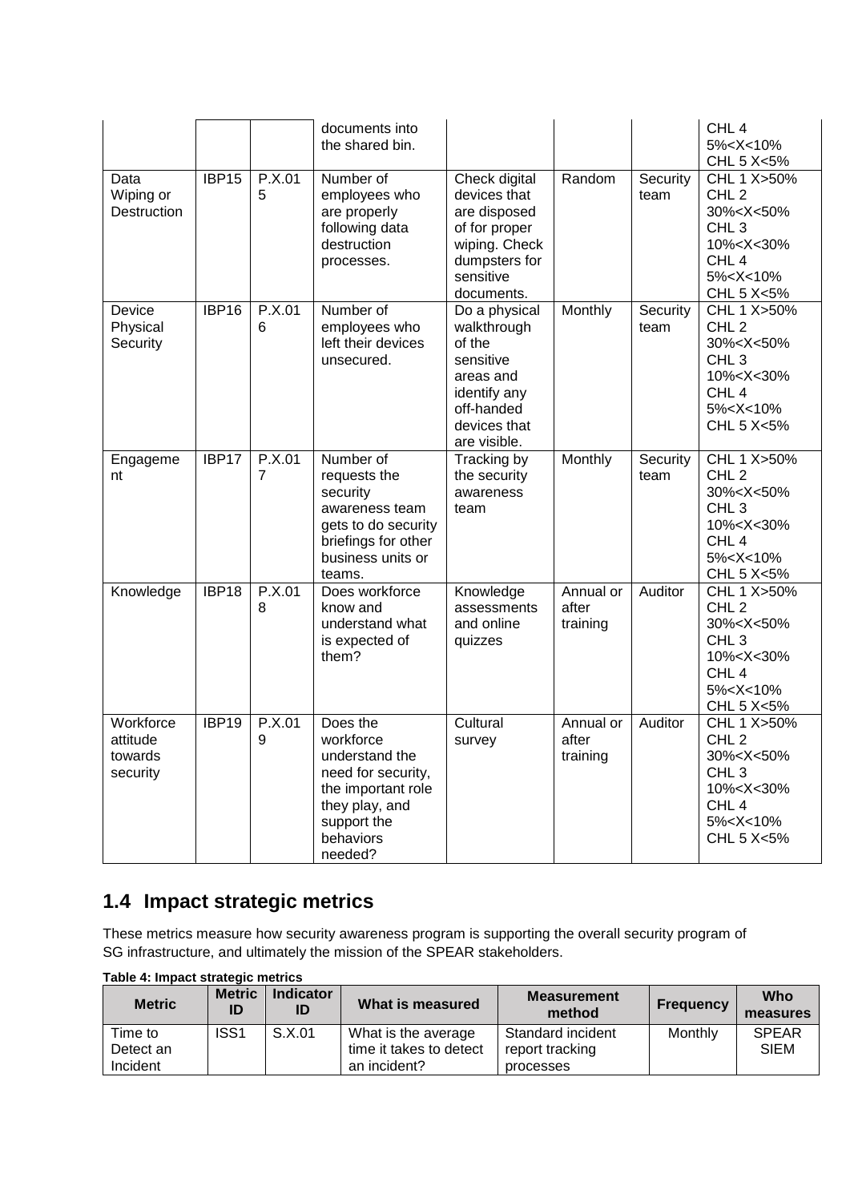| | | | documents into the shared bin. | | | | CHL 4 5%<X<10% CHL 5 X<5% |
|---|---|---|---|---|---|---|---|
| Data Wiping or Destruction | IBP15 | P.X.015 | Number of employees who are properly following data destruction processes. | Check digital devices that are disposed of for proper wiping. Check dumpsters for sensitive documents. | Random | Security team | CHL 1 X>50% CHL 2 30%<X<50% CHL 3 10%<X<30% CHL 4 5%<X<10% CHL 5 X<5% |
| Device Physical Security | IBP16 | P.X.016 | Number of employees who left their devices unsecured. | Do a physical walkthrough of the sensitive areas and identify any off-handed devices that are visible. | Monthly | Security team | CHL 1 X>50% CHL 2 30%<X<50% CHL 3 10%<X<30% CHL 4 5%<X<10% CHL 5 X<5% |
| Engagement | IBP17 | P.X.017 | Number of requests the security awareness team gets to do security briefings for other business units or teams. | Tracking by the security awareness team | Monthly | Security team | CHL 1 X>50% CHL 2 30%<X<50% CHL 3 10%<X<30% CHL 4 5%<X<10% CHL 5 X<5% |
| Knowledge | IBP18 | P.X.018 | Does workforce know and understand what is expected of them? | Knowledge assessments and online quizzes | Annual or after training | Auditor | CHL 1 X>50% CHL 2 30%<X<50% CHL 3 10%<X<30% CHL 4 5%<X<10% CHL 5 X<5% |
| Workforce attitude towards security | IBP19 | P.X.019 | Does the workforce understand the need for security, the important role they play, and support the behaviors needed? | Cultural survey | Annual or after training | Auditor | CHL 1 X>50% CHL 2 30%<X<50% CHL 3 10%<X<30% CHL 4 5%<X<10% CHL 5 X<5% |

## 1.4 Impact strategic metrics

These metrics measure how security awareness program is supporting the overall security program of SG infrastructure, and ultimately the mission of the SPEAR stakeholders.

**Table 4: Impact strategic metrics**

| Metric | Metric ID | Indicator ID | What is measured | Measurement method | Frequency | Who measures |
|---|---|---|---|---|---|---|
| Time to Detect an Incident | ISS1 | S.X.01 | What is the average time it takes to detect an incident? | Standard incident report tracking processes | Monthly | SPEAR SIEM |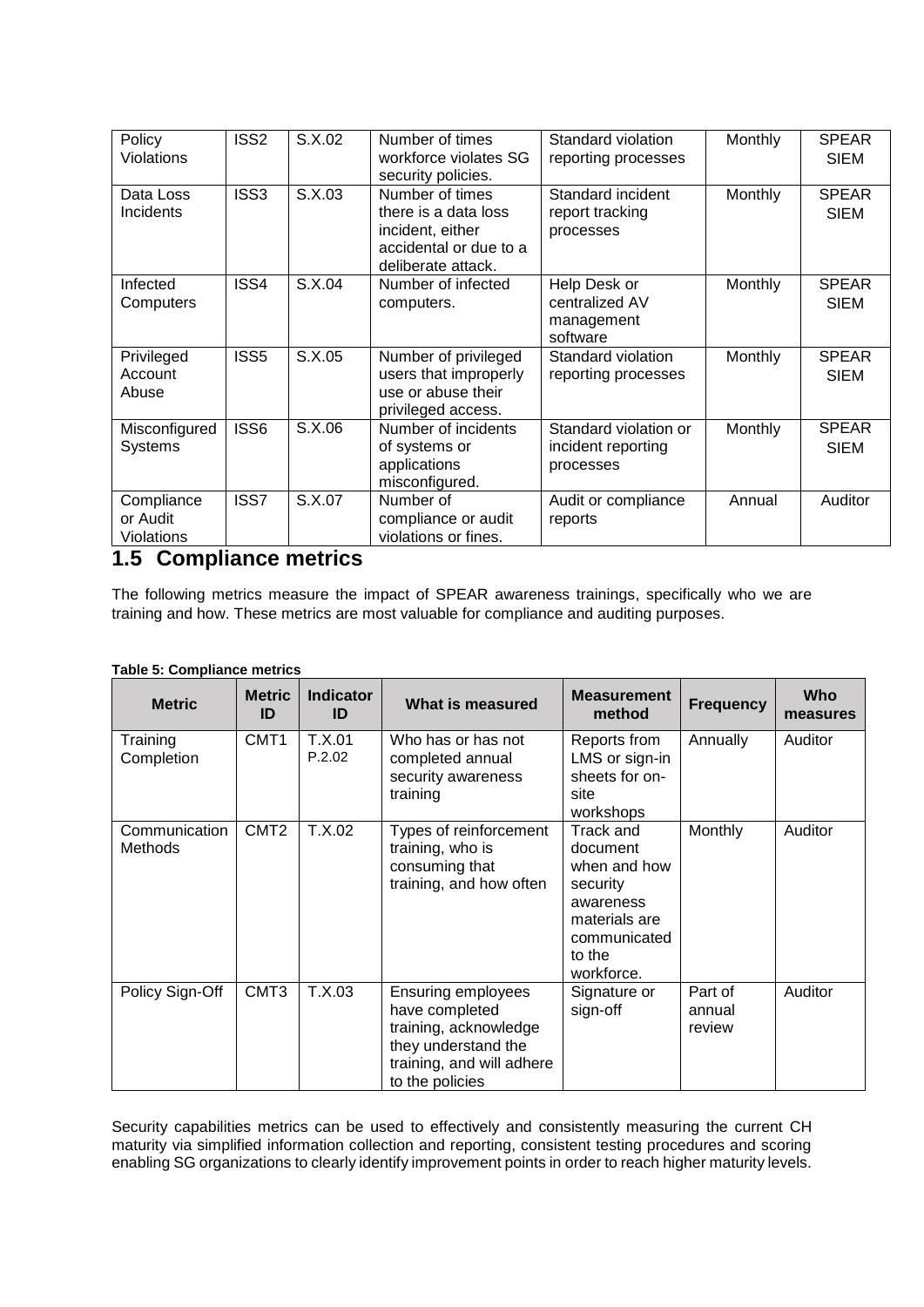| Policy Violations | ISS2 | S.X.02 | Number of times workforce violates SG security policies. | Standard violation reporting processes | Monthly | SPEAR SIEM |
|---|---|---|---|---|---|---|
| Data Loss Incidents | ISS3 | S.X.03 | Number of times there is a data loss incident, either accidental or due to a deliberate attack. | Standard incident report tracking processes | Monthly | SPEAR SIEM |
| Infected Computers | ISS4 | S.X.04 | Number of infected computers. | Help Desk or centralized AV management software | Monthly | SPEAR SIEM |
| Privileged Account Abuse | ISS5 | S.X.05 | Number of privileged users that improperly use or abuse their privileged access. | Standard violation reporting processes | Monthly | SPEAR SIEM |
| Misconfigured Systems | ISS6 | S.X.06 | Number of incidents of systems or applications misconfigured. | Standard violation or incident reporting processes | Monthly | SPEAR SIEM |
| Compliance or Audit Violations | ISS7 | S.X.07 | Number of compliance or audit violations or fines. | Audit or compliance reports | Annual | Auditor |

## 1.5 Compliance metrics

The following metrics measure the impact of SPEAR awareness trainings, specifically who we are training and how. These metrics are most valuable for compliance and auditing purposes.

**Table 5: Compliance metrics**

| Metric | Metric ID | Indicator ID | What is measured | Measurement method | Frequency | Who measures |
|---|---|---|---|---|---|---|
| Training Completion | CMT1 | T.X.01 P.2.02 | Who has or has not completed annual security awareness training | Reports from LMS or sign-in sheets for on-site workshops | Annually | Auditor |
| Communication Methods | CMT2 | T.X.02 | Types of reinforcement training, who is consuming that training, and how often | Track and document when and how security awareness materials are communicated to the workforce. | Monthly | Auditor |
| Policy Sign-Off | CMT3 | T.X.03 | Ensuring employees have completed training, acknowledge they understand the training, and will adhere to the policies | Signature or sign-off | Part of annual review | Auditor |

Security capabilities metrics can be used to effectively and consistently measuring the current CH maturity via simplified information collection and reporting, consistent testing procedures and scoring enabling SG organizations to clearly identify improvement points in order to reach higher maturity levels.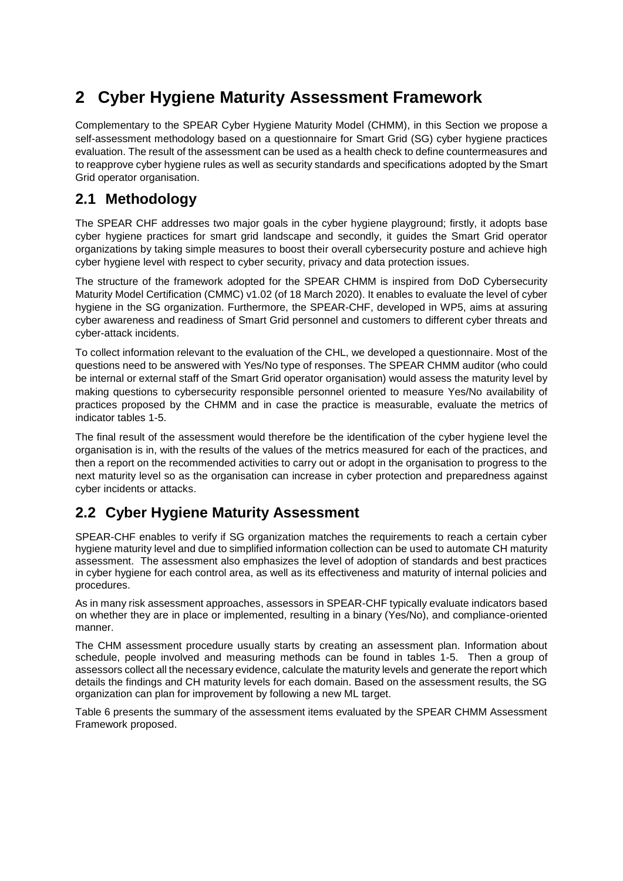# 2 Cyber Hygiene Maturity Assessment Framework

Complementary to the SPEAR Cyber Hygiene Maturity Model (CHMM), in this Section we propose a self-assessment methodology based on a questionnaire for Smart Grid (SG) cyber hygiene practices evaluation. The result of the assessment can be used as a health check to define countermeasures and to reapprove cyber hygiene rules as well as security standards and specifications adopted by the Smart Grid operator organisation.

## 2.1 Methodology

The SPEAR CHF addresses two major goals in the cyber hygiene playground; firstly, it adopts base cyber hygiene practices for smart grid landscape and secondly, it guides the Smart Grid operator organizations by taking simple measures to boost their overall cybersecurity posture and achieve high cyber hygiene level with respect to cyber security, privacy and data protection issues.

The structure of the framework adopted for the SPEAR CHMM is inspired from DoD Cybersecurity Maturity Model Certification (CMMC) v1.02 (of 18 March 2020). It enables to evaluate the level of cyber hygiene in the SG organization. Furthermore, the SPEAR-CHF, developed in WP5, aims at assuring cyber awareness and readiness of Smart Grid personnel and customers to different cyber threats and cyber-attack incidents.

To collect information relevant to the evaluation of the CHL, we developed a questionnaire. Most of the questions need to be answered with Yes/No type of responses. The SPEAR CHMM auditor (who could be internal or external staff of the Smart Grid operator organisation) would assess the maturity level by making questions to cybersecurity responsible personnel oriented to measure Yes/No availability of practices proposed by the CHMM and in case the practice is measurable, evaluate the metrics of indicator tables 1-5.

The final result of the assessment would therefore be the identification of the cyber hygiene level the organisation is in, with the results of the values of the metrics measured for each of the practices, and then a report on the recommended activities to carry out or adopt in the organisation to progress to the next maturity level so as the organisation can increase in cyber protection and preparedness against cyber incidents or attacks.

## 2.2 Cyber Hygiene Maturity Assessment

SPEAR-CHF enables to verify if SG organization matches the requirements to reach a certain cyber hygiene maturity level and due to simplified information collection can be used to automate CH maturity assessment. The assessment also emphasizes the level of adoption of standards and best practices in cyber hygiene for each control area, as well as its effectiveness and maturity of internal policies and procedures.

As in many risk assessment approaches, assessors in SPEAR-CHF typically evaluate indicators based on whether they are in place or implemented, resulting in a binary (Yes/No), and compliance-oriented manner.

The CHM assessment procedure usually starts by creating an assessment plan. Information about schedule, people involved and measuring methods can be found in tables 1-5. Then a group of assessors collect all the necessary evidence, calculate the maturity levels and generate the report which details the findings and CH maturity levels for each domain. Based on the assessment results, the SG organization can plan for improvement by following a new ML target.

Table 6 presents the summary of the assessment items evaluated by the SPEAR CHMM Assessment Framework proposed.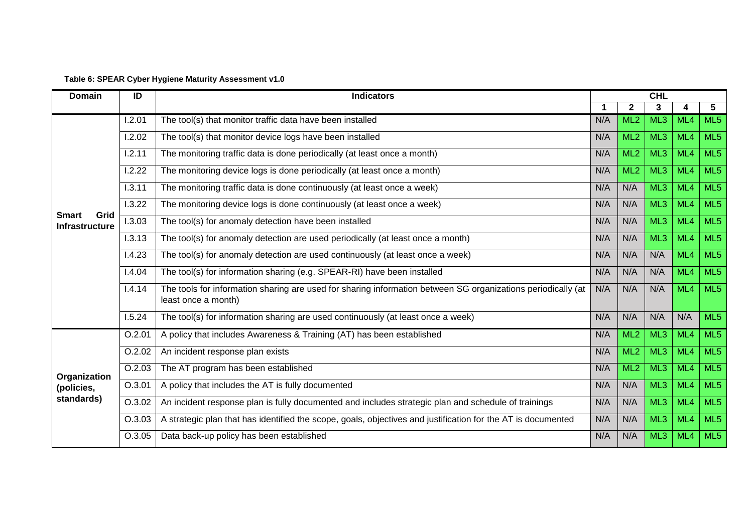**Table 6: SPEAR Cyber Hygiene Maturity Assessment v1.0**

| Domain | ID | Indicators | CHL | | | | |
|---|---|---|---|---|---|---|---|
| | | | 1 | 2 | 3 | 4 | 5 |
| Smart Grid Infrastructure | I.2.01 | The tool(s) that monitor traffic data have been installed | N/A | ML2 | ML3 | ML4 | ML5 |
| | I.2.02 | The tool(s) that monitor device logs have been installed | N/A | ML2 | ML3 | ML4 | ML5 |
| | I.2.11 | The monitoring traffic data is done periodically (at least once a month) | N/A | ML2 | ML3 | ML4 | ML5 |
| | I.2.22 | The monitoring device logs is done periodically (at least once a month) | N/A | ML2 | ML3 | ML4 | ML5 |
| | I.3.11 | The monitoring traffic data is done continuously (at least once a week) | N/A | N/A | ML3 | ML4 | ML5 |
| | I.3.22 | The monitoring device logs is done continuously (at least once a week) | N/A | N/A | ML3 | ML4 | ML5 |
| | I.3.03 | The tool(s) for anomaly detection have been installed | N/A | N/A | ML3 | ML4 | ML5 |
| | I.3.13 | The tool(s) for anomaly detection are used periodically (at least once a month) | N/A | N/A | ML3 | ML4 | ML5 |
| | I.4.23 | The tool(s) for anomaly detection are used continuously (at least once a week) | N/A | N/A | N/A | ML4 | ML5 |
| | I.4.04 | The tool(s) for information sharing (e.g. SPEAR-RI) have been installed | N/A | N/A | N/A | ML4 | ML5 |
| | I.4.14 | The tools for information sharing are used for sharing information between SG organizations periodically (at least once a month) | N/A | N/A | N/A | ML4 | ML5 |
| | I.5.24 | The tool(s) for information sharing are used continuously (at least once a week) | N/A | N/A | N/A | N/A | ML5 |
| Organization (policies, standards) | O.2.01 | A policy that includes Awareness & Training (AT) has been established | N/A | ML2 | ML3 | ML4 | ML5 |
| | O.2.02 | An incident response plan exists | N/A | ML2 | ML3 | ML4 | ML5 |
| | O.2.03 | The AT program has been established | N/A | ML2 | ML3 | ML4 | ML5 |
| | O.3.01 | A policy that includes the AT is fully documented | N/A | N/A | ML3 | ML4 | ML5 |
| | O.3.02 | An incident response plan is fully documented and includes strategic plan and schedule of trainings | N/A | N/A | ML3 | ML4 | ML5 |
| | O.3.03 | A strategic plan that has identified the scope, goals, objectives and justification for the AT is documented | N/A | N/A | ML3 | ML4 | ML5 |
| | O.3.05 | Data back-up policy has been established | N/A | N/A | ML3 | ML4 | ML5 |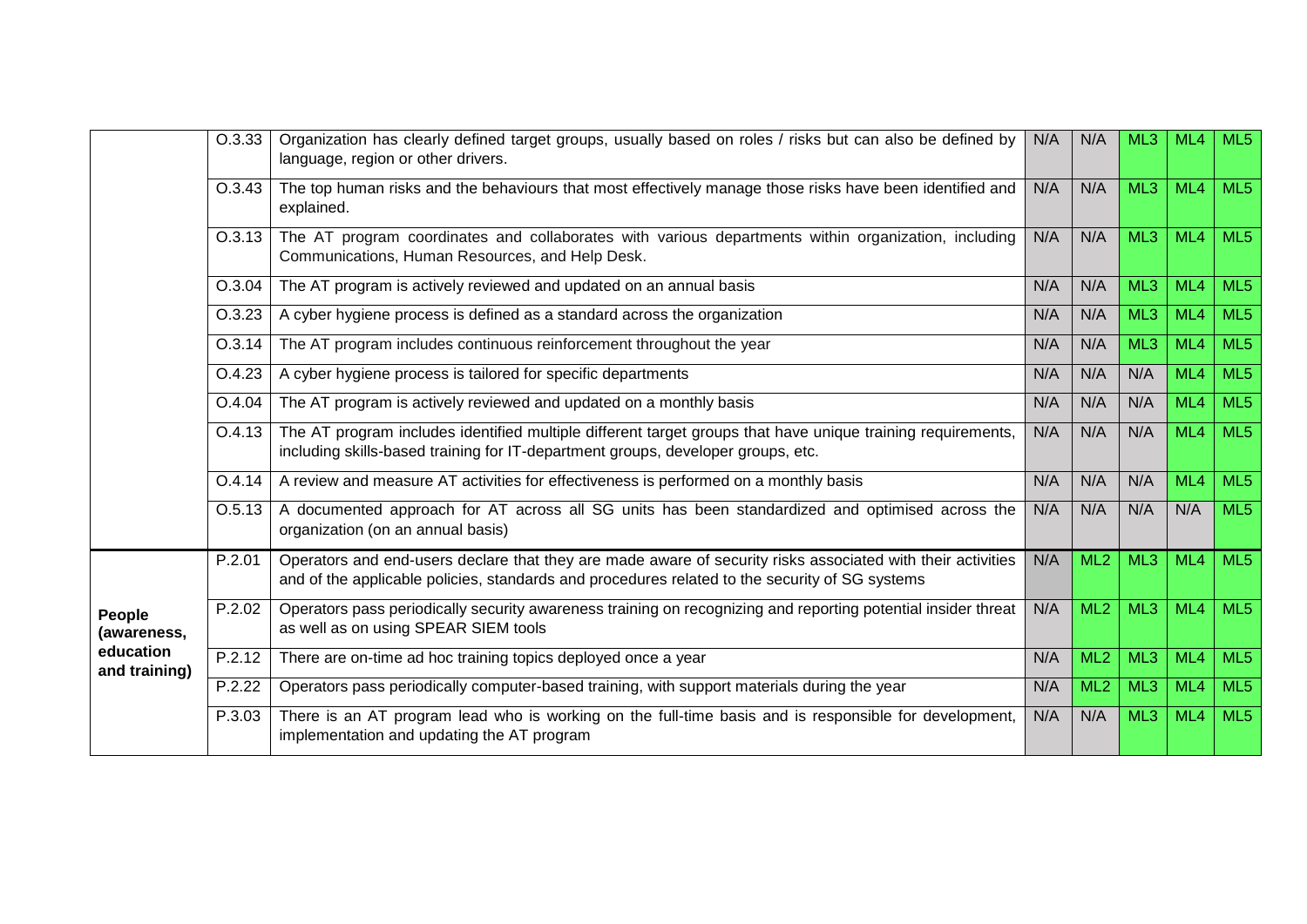| | | | | | | | |
|---|---|---|---|---|---|---|---|
| | O.3.33 | Organization has clearly defined target groups, usually based on roles / risks but can also be defined by language, region or other drivers. | N/A | N/A | ML3 | ML4 | ML5 |
| | O.3.43 | The top human risks and the behaviours that most effectively manage those risks have been identified and explained. | N/A | N/A | ML3 | ML4 | ML5 |
| | O.3.13 | The AT program coordinates and collaborates with various departments within organization, including Communications, Human Resources, and Help Desk. | N/A | N/A | ML3 | ML4 | ML5 |
| | O.3.04 | The AT program is actively reviewed and updated on an annual basis | N/A | N/A | ML3 | ML4 | ML5 |
| | O.3.23 | A cyber hygiene process is defined as a standard across the organization | N/A | N/A | ML3 | ML4 | ML5 |
| | O.3.14 | The AT program includes continuous reinforcement throughout the year | N/A | N/A | ML3 | ML4 | ML5 |
| | O.4.23 | A cyber hygiene process is tailored for specific departments | N/A | N/A | N/A | ML4 | ML5 |
| | O.4.04 | The AT program is actively reviewed and updated on a monthly basis | N/A | N/A | N/A | ML4 | ML5 |
| | O.4.13 | The AT program includes identified multiple different target groups that have unique training requirements, including skills-based training for IT-department groups, developer groups, etc. | N/A | N/A | N/A | ML4 | ML5 |
| | O.4.14 | A review and measure AT activities for effectiveness is performed on a monthly basis | N/A | N/A | N/A | ML4 | ML5 |
| | O.5.13 | A documented approach for AT across all SG units has been standardized and optimised across the organization (on an annual basis) | N/A | N/A | N/A | N/A | ML5 |
| **People (awareness, education and training)** | P.2.01 | Operators and end-users declare that they are made aware of security risks associated with their activities and of the applicable policies, standards and procedures related to the security of SG systems | N/A | ML2 | ML3 | ML4 | ML5 |
| | P.2.02 | Operators pass periodically security awareness training on recognizing and reporting potential insider threat as well as on using SPEAR SIEM tools | N/A | ML2 | ML3 | ML4 | ML5 |
| | P.2.12 | There are on-time ad hoc training topics deployed once a year | N/A | ML2 | ML3 | ML4 | ML5 |
| | P.2.22 | Operators pass periodically computer-based training, with support materials during the year | N/A | ML2 | ML3 | ML4 | ML5 |
| | P.3.03 | There is an AT program lead who is working on the full-time basis and is responsible for development, implementation and updating the AT program | N/A | N/A | ML3 | ML4 | ML5 |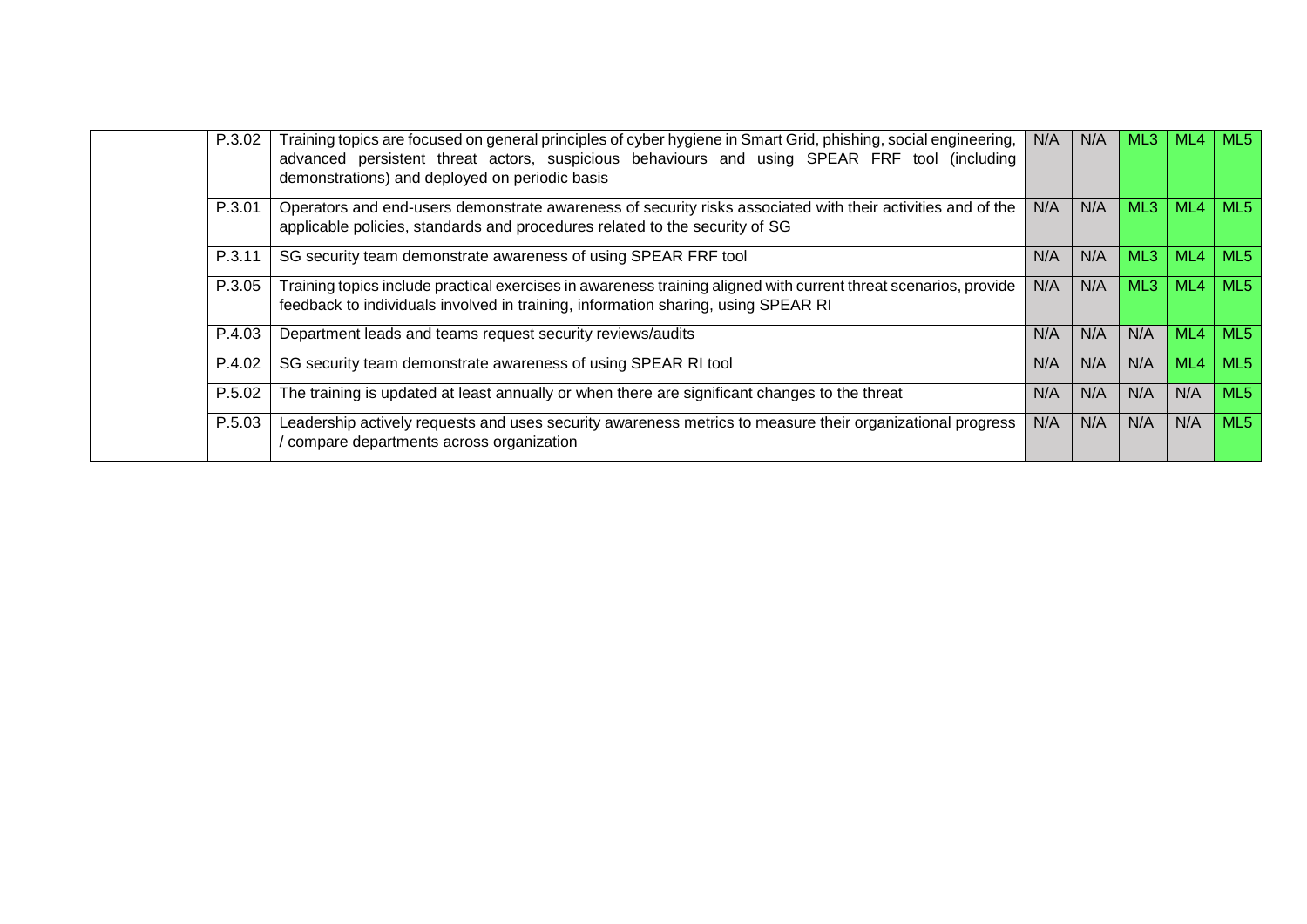| | | | | | | | |
|---|---|---|---|---|---|---|---|
| | P.3.02 | Training topics are focused on general principles of cyber hygiene in Smart Grid, phishing, social engineering, advanced persistent threat actors, suspicious behaviours and using SPEAR FRF tool (including demonstrations) and deployed on periodic basis | N/A | N/A | ML3 | ML4 | ML5 |
| | P.3.01 | Operators and end-users demonstrate awareness of security risks associated with their activities and of the applicable policies, standards and procedures related to the security of SG | N/A | N/A | ML3 | ML4 | ML5 |
| | P.3.11 | SG security team demonstrate awareness of using SPEAR FRF tool | N/A | N/A | ML3 | ML4 | ML5 |
| | P.3.05 | Training topics include practical exercises in awareness training aligned with current threat scenarios, provide feedback to individuals involved in training, information sharing, using SPEAR RI | N/A | N/A | ML3 | ML4 | ML5 |
| | P.4.03 | Department leads and teams request security reviews/audits | N/A | N/A | N/A | ML4 | ML5 |
| | P.4.02 | SG security team demonstrate awareness of using SPEAR RI tool | N/A | N/A | N/A | ML4 | ML5 |
| | P.5.02 | The training is updated at least annually or when there are significant changes to the threat | N/A | N/A | N/A | N/A | ML5 |
| | P.5.03 | Leadership actively requests and uses security awareness metrics to measure their organizational progress / compare departments across organization | N/A | N/A | N/A | N/A | ML5 |